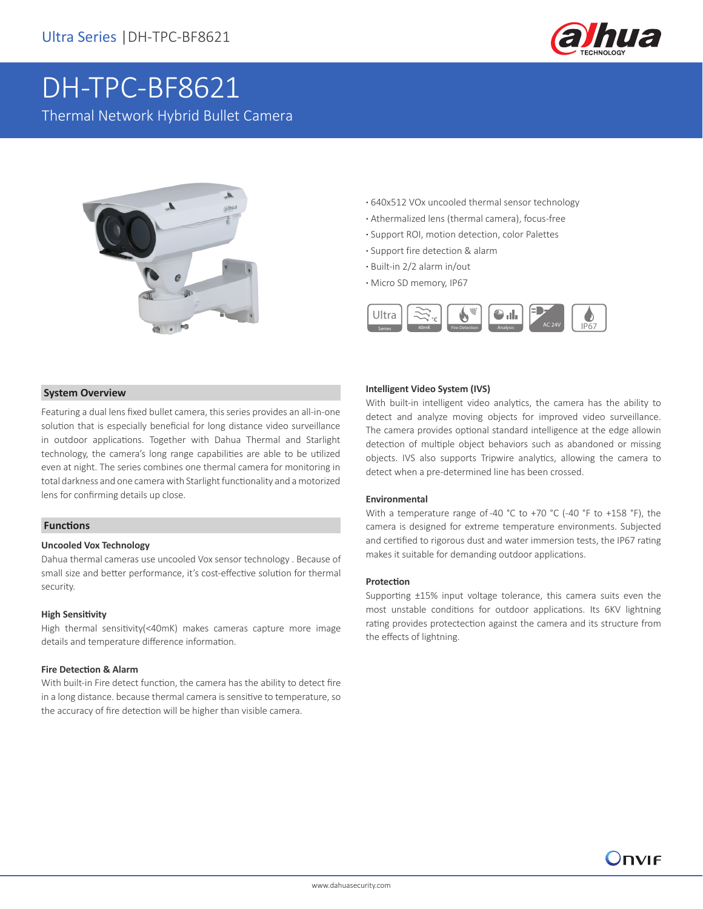# DH-TPC-BF8621

Thermal Network Hybrid Bullet Camera

- 640x512 VOx uncooled thermal sensor technology
- Athermalized lens (thermal camera), focus-free
- Support ROI, motion detection, color Palettes
- Support fire detection & alarm
- Built-in 2/2 alarm in/out
- Micro SD memory, IP67

## System Overview

Featuring a dual lens fixed bullet camera, this series provides an all-in-one solution that is especially beneficial for long distance video surveillance in outdoor applications. Together with Dahua Thermal and Starlight technology, the camera's long range capabilities are able to be utilized even at night. The series combines one thermal camera for monitoring in total darkness and one camera with Starlight functionality and a motorized lens for confirming details up close.

## Functions

### Uncooled Vox Technology

Dahua thermal cameras use uncooled Vox sensor technology . Because of small size and better performance, it's cost-effective solution for thermal security.

### High Sensitivity

High thermal sensitivity(<40mK) makes cameras capture more image details and temperature difference information.

### Fire Detection & Alarm

With built-in Fire detect function, the camera has the ability to detect fire in a long distance. because thermal camera is sensitive to temperature, so the accuracy of fire detection will be higher than visible camera.

### Intelligent Video System (IVS)

With built-in intelligent video analytics, the camera has the ability to detect and analyze moving objects for improved video surveillance. The camera provides optional standard intelligence at the edge allowin detection of multiple object behaviors such as abandoned or missing objects. IVS also supports Tripwire analytics, allowing the camera to detect when a pre-determined line has been crossed.

### Environmental

With a temperature range of -40 °C to +70 °C (-40 °F to +158 °F), the camera is designed for extreme temperature environments. Subjected and certified to rigorous dust and water immersion tests, the IP67 rating makes it suitable for demanding outdoor applications.

### Protection

Supporting ±15% input voltage tolerance, this camera suits even the most unstable conditions for outdoor applications. Its 6KV lightning rating provides protectection against the camera and its structure from the effects of lightning.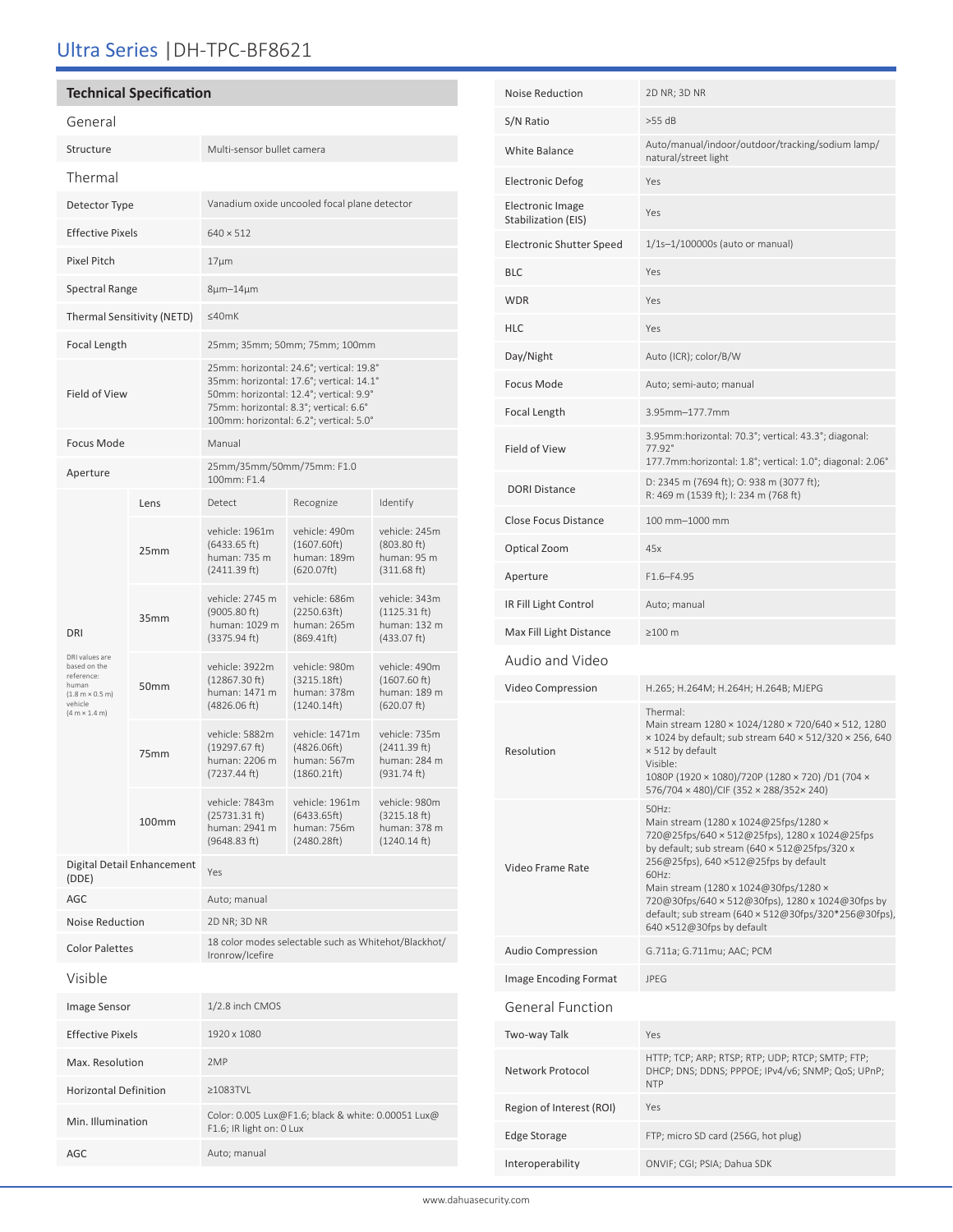# Ultra Series | DH-TPC-BF8621

## Technical Specification

### General

| | |
|---|---|
| Structure | Multi-sensor bullet camera |

### Thermal

| | |
|---|---|
| Detector Type | Vanadium oxide uncooled focal plane detector |
| Effective Pixels | 640 × 512 |
| Pixel Pitch | 17μm |
| Spectral Range | 8μm–14μm |
| Thermal Sensitivity (NETD) | ≤40mK |
| Focal Length | 25mm; 35mm; 50mm; 75mm; 100mm |
| Field of View | 25mm: horizontal: 24.6°; vertical: 19.8°<br>35mm: horizontal: 17.6°; vertical: 14.1°<br>50mm: horizontal: 12.4°; vertical: 9.9°<br>75mm: horizontal: 8.3°; vertical: 6.6°<br>100mm: horizontal: 6.2°; vertical: 5.0° |
| Focus Mode | Manual |
| Aperture | 25mm/35mm/50mm/75mm: F1.0<br>100mm: F1.4 |

| DRI | Lens | Detect | Recognize | Identify |
|---|---|---|---|---|
| DRI values are based on the reference: human (1.8 m × 0.5 m) vehicle (4 m × 1.4 m) | 25mm | vehicle: 1961m (6433.65 ft)<br>human: 735 m (2411.39 ft) | vehicle: 490m (1607.60ft)<br>human: 189m (620.07ft) | vehicle: 245m (803.80 ft)<br>human: 95 m (311.68 ft) |
| | 35mm | vehicle: 2745 m (9005.80 ft)<br>human: 1029 m (3375.94 ft) | vehicle: 686m (2250.63ft)<br>human: 265m (869.41ft) | vehicle: 343m (1125.31 ft)<br>human: 132 m (433.07 ft) |
| | 50mm | vehicle: 3922m (12867.30 ft)<br>human: 1471 m (4826.06 ft) | vehicle: 980m (3215.18ft)<br>human: 378m (1240.14ft) | vehicle: 490m (1607.60 ft)<br>human: 189 m (620.07 ft) |
| | 75mm | vehicle: 5882m (19297.67 ft)<br>human: 2206 m (7237.44 ft) | vehicle: 1471m (4826.06ft)<br>human: 567m (1860.21ft) | vehicle: 735m (2411.39 ft)<br>human: 284 m (931.74 ft) |
| | 100mm | vehicle: 7843m (25731.31 ft)<br>human: 2941 m (9648.83 ft) | vehicle: 1961m (6433.65ft)<br>human: 756m (2480.28ft) | vehicle: 980m (3215.18 ft)<br>human: 378 m (1240.14 ft) |

| | |
|---|---|
| Digital Detail Enhancement (DDE) | Yes |
| AGC | Auto; manual |
| Noise Reduction | 2D NR; 3D NR |
| Color Palettes | 18 color modes selectable such as Whitehot/Blackhot/Ironrow/Icefire |

### Visible

| | |
|---|---|
| Image Sensor | 1/2.8 inch CMOS |
| Effective Pixels | 1920 x 1080 |
| Max. Resolution | 2MP |
| Horizontal Definition | ≥1083TVL |
| Min. Illumination | Color: 0.005 Lux@F1.6; black & white: 0.00051 Lux@ F1.6; IR light on: 0 Lux |
| AGC | Auto; manual |
| Noise Reduction | 2D NR; 3D NR |
| S/N Ratio | >55 dB |
| White Balance | Auto/manual/indoor/outdoor/tracking/sodium lamp/natural/street light |
| Electronic Defog | Yes |
| Electronic Image Stabilization (EIS) | Yes |
| Electronic Shutter Speed | 1/1s–1/100000s (auto or manual) |
| BLC | Yes |
| WDR | Yes |
| HLC | Yes |
| Day/Night | Auto (ICR); color/B/W |
| Focus Mode | Auto; semi-auto; manual |
| Focal Length | 3.95mm–177.7mm |
| Field of View | 3.95mm:horizontal: 70.3°; vertical: 43.3°; diagonal: 77.92°<br>177.7mm:horizontal: 1.8°; vertical: 1.0°; diagonal: 2.06° |
| DORI Distance | D: 2345 m (7694 ft); O: 938 m (3077 ft);<br>R: 469 m (1539 ft); I: 234 m (768 ft) |
| Close Focus Distance | 100 mm–1000 mm |
| Optical Zoom | 45x |
| Aperture | F1.6–F4.95 |
| IR Fill Light Control | Auto; manual |
| Max Fill Light Distance | ≥100 m |

### Audio and Video

| | |
|---|---|
| Video Compression | H.265; H.264M; H.264H; H.264B; MJEPG |
| Resolution | Thermal:<br>Main stream 1280 × 1024/1280 × 720/640 × 512, 1280 × 1024 by default; sub stream 640 × 512/320 × 256, 640 × 512 by default<br>Visible:<br>1080P (1920 × 1080)/720P (1280 × 720) /D1 (704 × 576/704 × 480)/CIF (352 × 288/352× 240) |
| Video Frame Rate | 50Hz:<br>Main stream (1280 x 1024@25fps/1280 × 720@25fps/640 × 512@25fps), 1280 x 1024@25fps by default; sub stream (640 × 512@25fps/320 x 256@25fps), 640 ×512@25fps by default<br>60Hz:<br>Main stream (1280 x 1024@30fps/1280 × 720@30fps/640 × 512@30fps), 1280 x 1024@30fps by default; sub stream (640 × 512@30fps/320*256@30fps), 640 ×512@30fps by default |
| Audio Compression | G.711a; G.711mu; AAC; PCM |
| Image Encoding Format | JPEG |

### General Function

| | |
|---|---|
| Two-way Talk | Yes |
| Network Protocol | HTTP; TCP; ARP; RTSP; RTP; UDP; RTCP; SMTP; FTP; DHCP; DNS; DDNS; PPPOE; IPv4/v6; SNMP; QoS; UPnP; NTP |
| Region of Interest (ROI) | Yes |
| Edge Storage | FTP; micro SD card (256G, hot plug) |
| Interoperability | ONVIF; CGI; PSIA; Dahua SDK |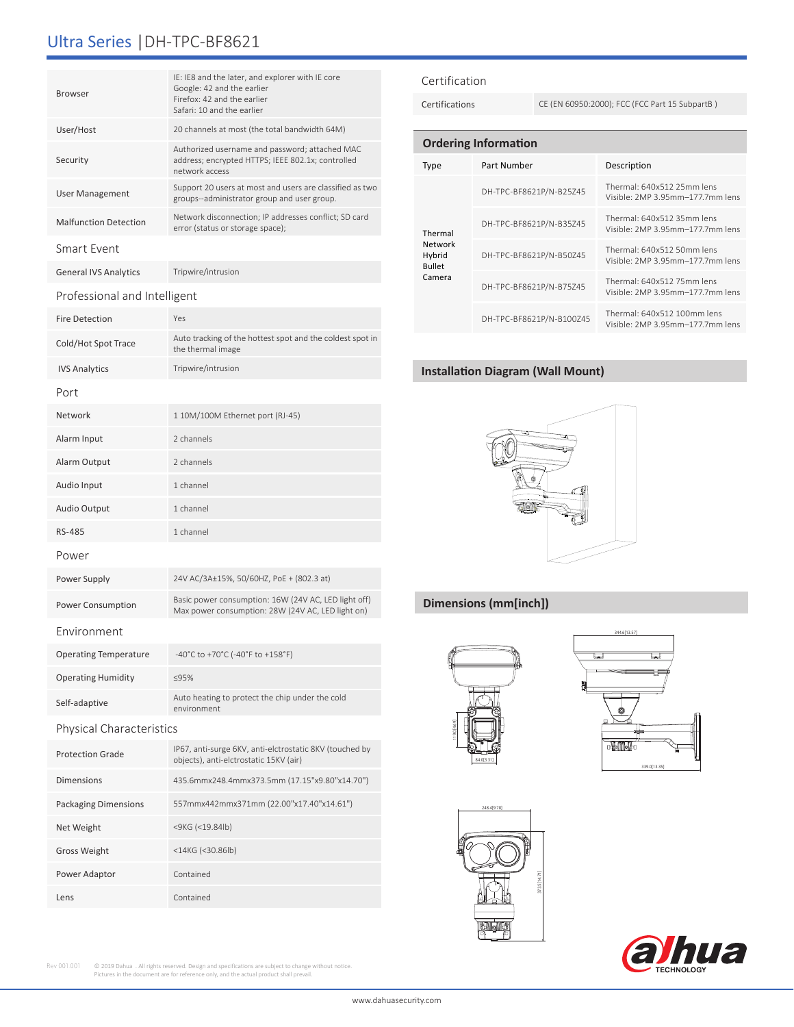# Ultra Series | DH-TPC-BF8621

| | |
|---|---|
| Browser | IE: IE8 and the later, and explorer with IE core<br>Google: 42 and the earlier<br>Firefox: 42 and the earlier<br>Safari: 10 and the earlier |
| User/Host | 20 channels at most (the total bandwidth 64M) |
| Security | Authorized username and password; attached MAC address; encrypted HTTPS; IEEE 802.1x; controlled network access |
| User Management | Support 20 users at most and users are classified as two groups--administrator group and user group. |
| Malfunction Detection | Network disconnection; IP addresses conflict; SD card error (status or storage space); |
| **Smart Event** | |
| General IVS Analytics | Tripwire/intrusion |
| **Professional and Intelligent** | |
| Fire Detection | Yes |
| Cold/Hot Spot Trace | Auto tracking of the hottest spot and the coldest spot in the thermal image |
| IVS Analytics | Tripwire/intrusion |
| **Port** | |
| Network | 1 10M/100M Ethernet port (RJ-45) |
| Alarm Input | 2 channels |
| Alarm Output | 2 channels |
| Audio Input | 1 channel |
| Audio Output | 1 channel |
| RS-485 | 1 channel |
| **Power** | |
| Power Supply | 24V AC/3A±15%, 50/60HZ, PoE + (802.3 at) |
| Power Consumption | Basic power consumption: 16W (24V AC, LED light off)<br>Max power consumption: 28W (24V AC, LED light on) |
| **Environment** | |
| Operating Temperature | -40°C to +70°C (-40°F to +158°F) |
| Operating Humidity | ≤95% |
| Self-adaptive | Auto heating to protect the chip under the cold environment |
| **Physical Characteristics** | |
| Protection Grade | IP67, anti-surge 6KV, anti-elctrostatic 8KV (touched by objects), anti-elctrostatic 15KV (air) |
| Dimensions | 435.6mmx248.4mmx373.5mm (17.15"x9.80"x14.70") |
| Packaging Dimensions | 557mmx442mmx371mm (22.00"x17.40"x14.61") |
| Net Weight | <9KG (<19.84lb) |
| Gross Weight | <14KG (<30.86lb) |
| Power Adaptor | Contained |
| Lens | Contained |

## Certification

| | |
|---|---|
| Certifications | CE (EN 60950:2000); FCC (FCC Part 15 SubpartB ) |

## Ordering Information

| Type | Part Number | Description |
|---|---|---|
| Thermal Network Hybrid Bullet Camera | DH-TPC-BF8621P/N-B25Z45 | Thermal: 640x512 25mm lens<br>Visible: 2MP 3.95mm–177.7mm lens |
| | DH-TPC-BF8621P/N-B35Z45 | Thermal: 640x512 35mm lens<br>Visible: 2MP 3.95mm–177.7mm lens |
| | DH-TPC-BF8621P/N-B50Z45 | Thermal: 640x512 50mm lens<br>Visible: 2MP 3.95mm–177.7mm lens |
| | DH-TPC-BF8621P/N-B75Z45 | Thermal: 640x512 75mm lens<br>Visible: 2MP 3.95mm–177.7mm lens |
| | DH-TPC-BF8621P/N-B100Z45 | Thermal: 640x512 100mm lens<br>Visible: 2MP 3.95mm–177.7mm lens |

## Installation Diagram (Wall Mount)

## Dimensions (mm[inch])

344.6[13.57]

119.0[4.69]

84.0[3.31]

339.0[13.35]

248.4[9.78]

373.5[14.71]

Rev 001.001 © 2019 Dahua . All rights reserved. Design and specifications are subject to change without notice.
Pictures in the document are for reference only, and the actual product shall prevail.

www.dahuasecurity.com